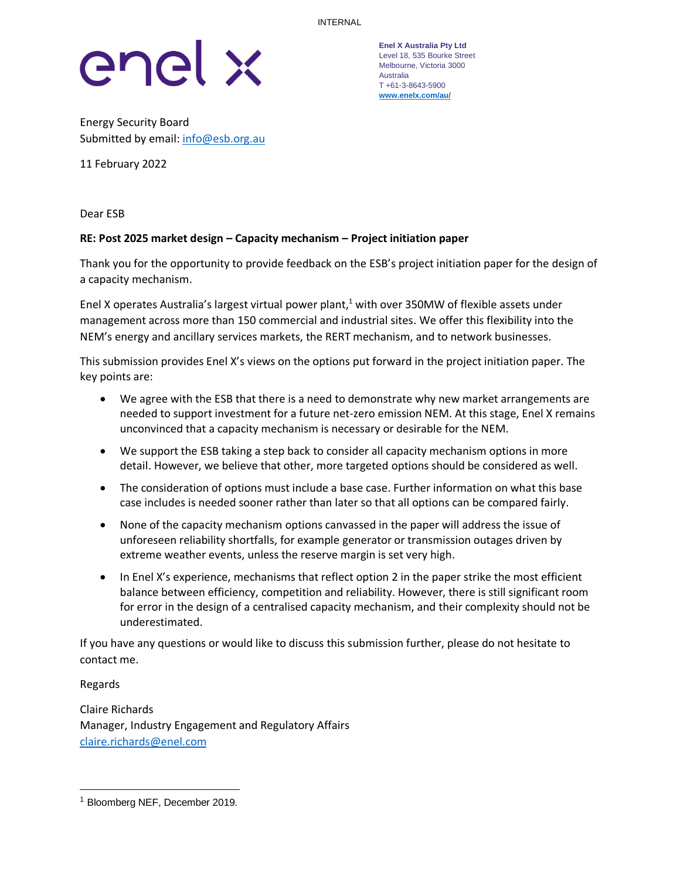INTERNAL

enel x

**Enel X Australia Pty Ltd**
Level 18, 535 Bourke Street
Melbourne, Victoria 3000
Australia
T +61-3-8643-5900
**www.enelx.com/au/**

Energy Security Board
Submitted by email: info@esb.org.au

11 February 2022

Dear ESB

**RE: Post 2025 market design – Capacity mechanism – Project initiation paper**

Thank you for the opportunity to provide feedback on the ESB's project initiation paper for the design of a capacity mechanism.

Enel X operates Australia's largest virtual power plant,[1] with over 350MW of flexible assets under management across more than 150 commercial and industrial sites. We offer this flexibility into the NEM's energy and ancillary services markets, the RERT mechanism, and to network businesses.

This submission provides Enel X's views on the options put forward in the project initiation paper. The key points are:

- We agree with the ESB that there is a need to demonstrate why new market arrangements are needed to support investment for a future net-zero emission NEM. At this stage, Enel X remains unconvinced that a capacity mechanism is necessary or desirable for the NEM.
- We support the ESB taking a step back to consider all capacity mechanism options in more detail. However, we believe that other, more targeted options should be considered as well.
- The consideration of options must include a base case. Further information on what this base case includes is needed sooner rather than later so that all options can be compared fairly.
- None of the capacity mechanism options canvassed in the paper will address the issue of unforeseen reliability shortfalls, for example generator or transmission outages driven by extreme weather events, unless the reserve margin is set very high.
- In Enel X's experience, mechanisms that reflect option 2 in the paper strike the most efficient balance between efficiency, competition and reliability. However, there is still significant room for error in the design of a centralised capacity mechanism, and their complexity should not be underestimated.

If you have any questions or would like to discuss this submission further, please do not hesitate to contact me.

Regards

Claire Richards
Manager, Industry Engagement and Regulatory Affairs
claire.richards@enel.com

---

[1] Bloomberg NEF, December 2019.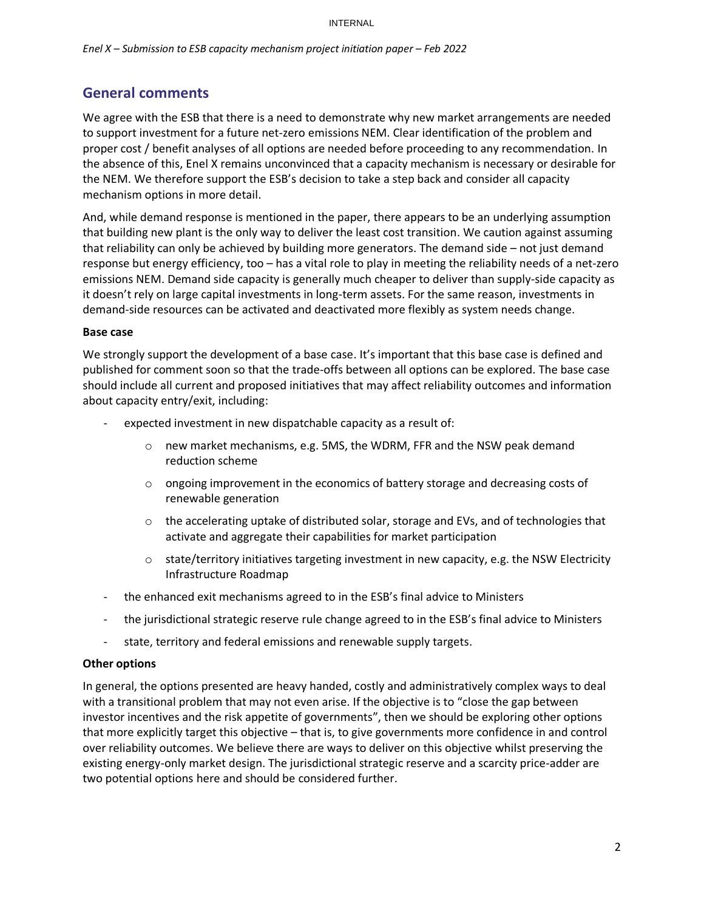## General comments

We agree with the ESB that there is a need to demonstrate why new market arrangements are needed to support investment for a future net-zero emissions NEM. Clear identification of the problem and proper cost / benefit analyses of all options are needed before proceeding to any recommendation. In the absence of this, Enel X remains unconvinced that a capacity mechanism is necessary or desirable for the NEM. We therefore support the ESB's decision to take a step back and consider all capacity mechanism options in more detail.

And, while demand response is mentioned in the paper, there appears to be an underlying assumption that building new plant is the only way to deliver the least cost transition. We caution against assuming that reliability can only be achieved by building more generators. The demand side – not just demand response but energy efficiency, too – has a vital role to play in meeting the reliability needs of a net-zero emissions NEM. Demand side capacity is generally much cheaper to deliver than supply-side capacity as it doesn't rely on large capital investments in long-term assets. For the same reason, investments in demand-side resources can be activated and deactivated more flexibly as system needs change.

**Base case**

We strongly support the development of a base case. It's important that this base case is defined and published for comment soon so that the trade-offs between all options can be explored. The base case should include all current and proposed initiatives that may affect reliability outcomes and information about capacity entry/exit, including:

- expected investment in new dispatchable capacity as a result of:
    - new market mechanisms, e.g. 5MS, the WDRM, FFR and the NSW peak demand reduction scheme
    - ongoing improvement in the economics of battery storage and decreasing costs of renewable generation
    - the accelerating uptake of distributed solar, storage and EVs, and of technologies that activate and aggregate their capabilities for market participation
    - state/territory initiatives targeting investment in new capacity, e.g. the NSW Electricity Infrastructure Roadmap
- the enhanced exit mechanisms agreed to in the ESB's final advice to Ministers
- the jurisdictional strategic reserve rule change agreed to in the ESB's final advice to Ministers
- state, territory and federal emissions and renewable supply targets.

**Other options**

In general, the options presented are heavy handed, costly and administratively complex ways to deal with a transitional problem that may not even arise. If the objective is to "close the gap between investor incentives and the risk appetite of governments", then we should be exploring other options that more explicitly target this objective – that is, to give governments more confidence in and control over reliability outcomes. We believe there are ways to deliver on this objective whilst preserving the existing energy-only market design. The jurisdictional strategic reserve and a scarcity price-adder are two potential options here and should be considered further.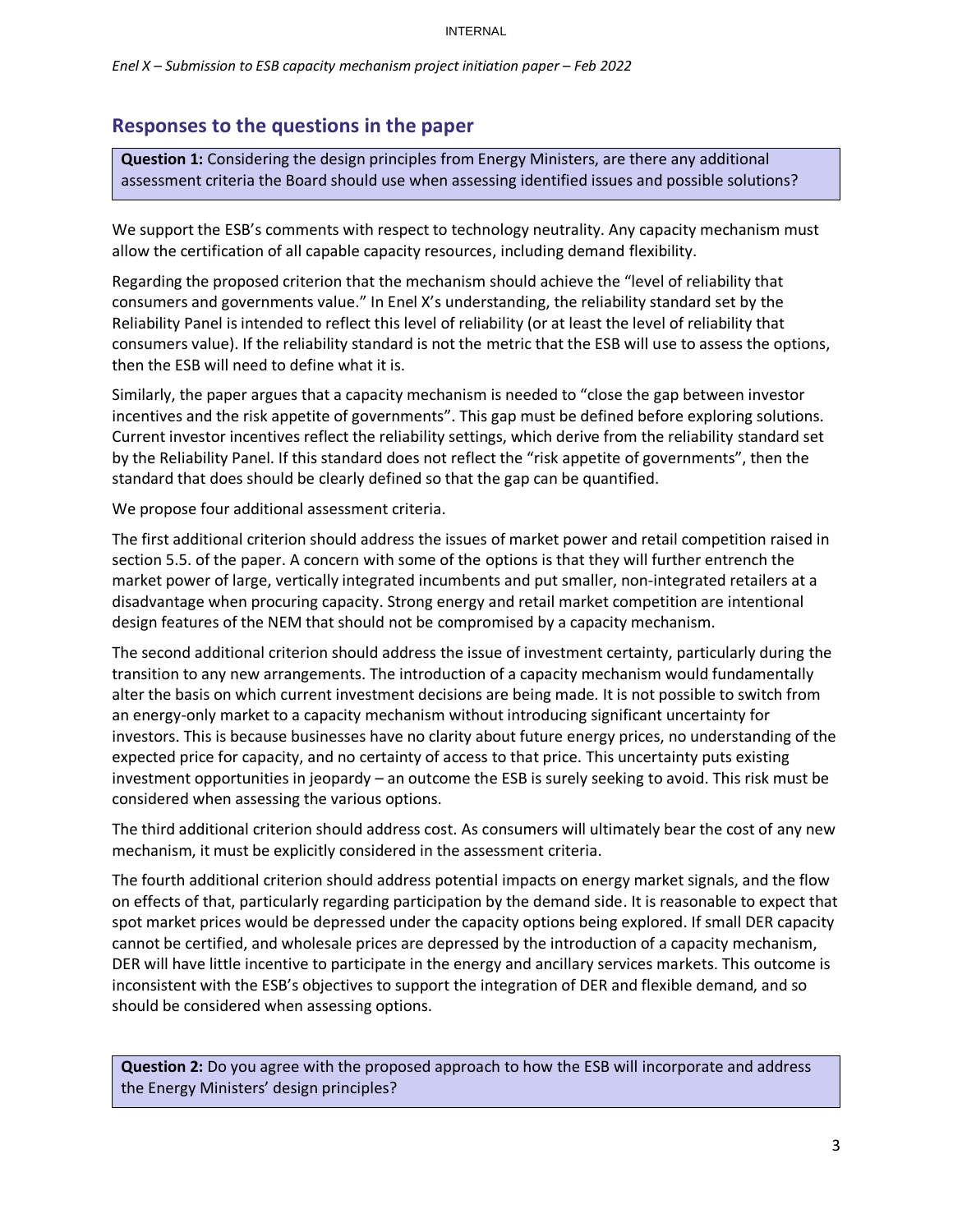## Responses to the questions in the paper

> **Question 1:** Considering the design principles from Energy Ministers, are there any additional assessment criteria the Board should use when assessing identified issues and possible solutions?

We support the ESB's comments with respect to technology neutrality. Any capacity mechanism must allow the certification of all capable capacity resources, including demand flexibility.

Regarding the proposed criterion that the mechanism should achieve the "level of reliability that consumers and governments value." In Enel X's understanding, the reliability standard set by the Reliability Panel is intended to reflect this level of reliability (or at least the level of reliability that consumers value). If the reliability standard is not the metric that the ESB will use to assess the options, then the ESB will need to define what it is.

Similarly, the paper argues that a capacity mechanism is needed to "close the gap between investor incentives and the risk appetite of governments". This gap must be defined before exploring solutions. Current investor incentives reflect the reliability settings, which derive from the reliability standard set by the Reliability Panel. If this standard does not reflect the "risk appetite of governments", then the standard that does should be clearly defined so that the gap can be quantified.

We propose four additional assessment criteria.

The first additional criterion should address the issues of market power and retail competition raised in section 5.5. of the paper. A concern with some of the options is that they will further entrench the market power of large, vertically integrated incumbents and put smaller, non-integrated retailers at a disadvantage when procuring capacity. Strong energy and retail market competition are intentional design features of the NEM that should not be compromised by a capacity mechanism.

The second additional criterion should address the issue of investment certainty, particularly during the transition to any new arrangements. The introduction of a capacity mechanism would fundamentally alter the basis on which current investment decisions are being made. It is not possible to switch from an energy-only market to a capacity mechanism without introducing significant uncertainty for investors. This is because businesses have no clarity about future energy prices, no understanding of the expected price for capacity, and no certainty of access to that price. This uncertainty puts existing investment opportunities in jeopardy – an outcome the ESB is surely seeking to avoid. This risk must be considered when assessing the various options.

The third additional criterion should address cost. As consumers will ultimately bear the cost of any new mechanism, it must be explicitly considered in the assessment criteria.

The fourth additional criterion should address potential impacts on energy market signals, and the flow on effects of that, particularly regarding participation by the demand side. It is reasonable to expect that spot market prices would be depressed under the capacity options being explored. If small DER capacity cannot be certified, and wholesale prices are depressed by the introduction of a capacity mechanism, DER will have little incentive to participate in the energy and ancillary services markets. This outcome is inconsistent with the ESB's objectives to support the integration of DER and flexible demand, and so should be considered when assessing options.

> **Question 2:** Do you agree with the proposed approach to how the ESB will incorporate and address the Energy Ministers' design principles?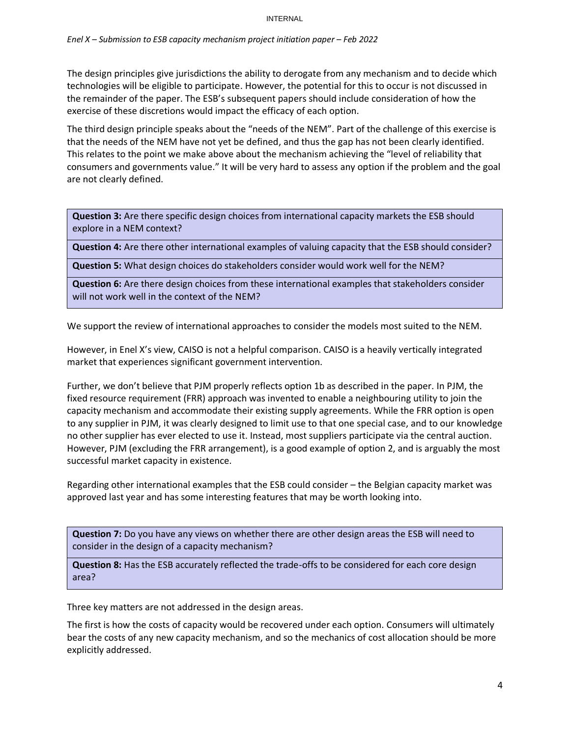The design principles give jurisdictions the ability to derogate from any mechanism and to decide which technologies will be eligible to participate. However, the potential for this to occur is not discussed in the remainder of the paper. The ESB's subsequent papers should include consideration of how the exercise of these discretions would impact the efficacy of each option.

The third design principle speaks about the "needs of the NEM". Part of the challenge of this exercise is that the needs of the NEM have not yet be defined, and thus the gap has not been clearly identified. This relates to the point we make above about the mechanism achieving the "level of reliability that consumers and governments value." It will be very hard to assess any option if the problem and the goal are not clearly defined.

> **Question 3:** Are there specific design choices from international capacity markets the ESB should explore in a NEM context?
>
> **Question 4:** Are there other international examples of valuing capacity that the ESB should consider?
>
> **Question 5:** What design choices do stakeholders consider would work well for the NEM?
>
> **Question 6:** Are there design choices from these international examples that stakeholders consider will not work well in the context of the NEM?

We support the review of international approaches to consider the models most suited to the NEM.

However, in Enel X's view, CAISO is not a helpful comparison. CAISO is a heavily vertically integrated market that experiences significant government intervention.

Further, we don't believe that PJM properly reflects option 1b as described in the paper. In PJM, the fixed resource requirement (FRR) approach was invented to enable a neighbouring utility to join the capacity mechanism and accommodate their existing supply agreements. While the FRR option is open to any supplier in PJM, it was clearly designed to limit use to that one special case, and to our knowledge no other supplier has ever elected to use it. Instead, most suppliers participate via the central auction. However, PJM (excluding the FRR arrangement), is a good example of option 2, and is arguably the most successful market capacity in existence.

Regarding other international examples that the ESB could consider – the Belgian capacity market was approved last year and has some interesting features that may be worth looking into.

> **Question 7:** Do you have any views on whether there are other design areas the ESB will need to consider in the design of a capacity mechanism?
>
> **Question 8:** Has the ESB accurately reflected the trade-offs to be considered for each core design area?

Three key matters are not addressed in the design areas.

The first is how the costs of capacity would be recovered under each option. Consumers will ultimately bear the costs of any new capacity mechanism, and so the mechanics of cost allocation should be more explicitly addressed.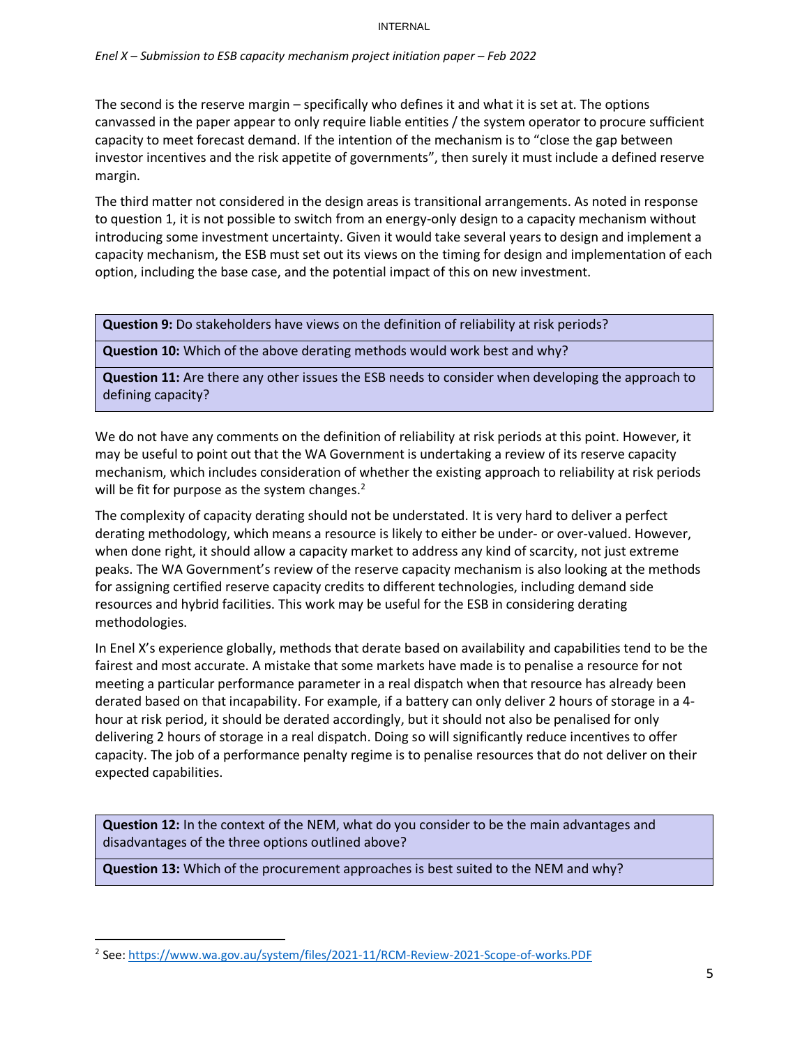The second is the reserve margin – specifically who defines it and what it is set at. The options canvassed in the paper appear to only require liable entities / the system operator to procure sufficient capacity to meet forecast demand. If the intention of the mechanism is to "close the gap between investor incentives and the risk appetite of governments", then surely it must include a defined reserve margin.

The third matter not considered in the design areas is transitional arrangements. As noted in response to question 1, it is not possible to switch from an energy-only design to a capacity mechanism without introducing some investment uncertainty. Given it would take several years to design and implement a capacity mechanism, the ESB must set out its views on the timing for design and implementation of each option, including the base case, and the potential impact of this on new investment.

| |
|---|
| **Question 9:** Do stakeholders have views on the definition of reliability at risk periods? |
| **Question 10:** Which of the above derating methods would work best and why? |
| **Question 11:** Are there any other issues the ESB needs to consider when developing the approach to defining capacity? |

We do not have any comments on the definition of reliability at risk periods at this point. However, it may be useful to point out that the WA Government is undertaking a review of its reserve capacity mechanism, which includes consideration of whether the existing approach to reliability at risk periods will be fit for purpose as the system changes.[2]

The complexity of capacity derating should not be understated. It is very hard to deliver a perfect derating methodology, which means a resource is likely to either be under- or over-valued. However, when done right, it should allow a capacity market to address any kind of scarcity, not just extreme peaks. The WA Government's review of the reserve capacity mechanism is also looking at the methods for assigning certified reserve capacity credits to different technologies, including demand side resources and hybrid facilities. This work may be useful for the ESB in considering derating methodologies.

In Enel X's experience globally, methods that derate based on availability and capabilities tend to be the fairest and most accurate. A mistake that some markets have made is to penalise a resource for not meeting a particular performance parameter in a real dispatch when that resource has already been derated based on that incapability. For example, if a battery can only deliver 2 hours of storage in a 4-hour at risk period, it should be derated accordingly, but it should not also be penalised for only delivering 2 hours of storage in a real dispatch. Doing so will significantly reduce incentives to offer capacity. The job of a performance penalty regime is to penalise resources that do not deliver on their expected capabilities.

| |
|---|
| **Question 12:** In the context of the NEM, what do you consider to be the main advantages and disadvantages of the three options outlined above? |
| **Question 13:** Which of the procurement approaches is best suited to the NEM and why? |

[2] See: https://www.wa.gov.au/system/files/2021-11/RCM-Review-2021-Scope-of-works.PDF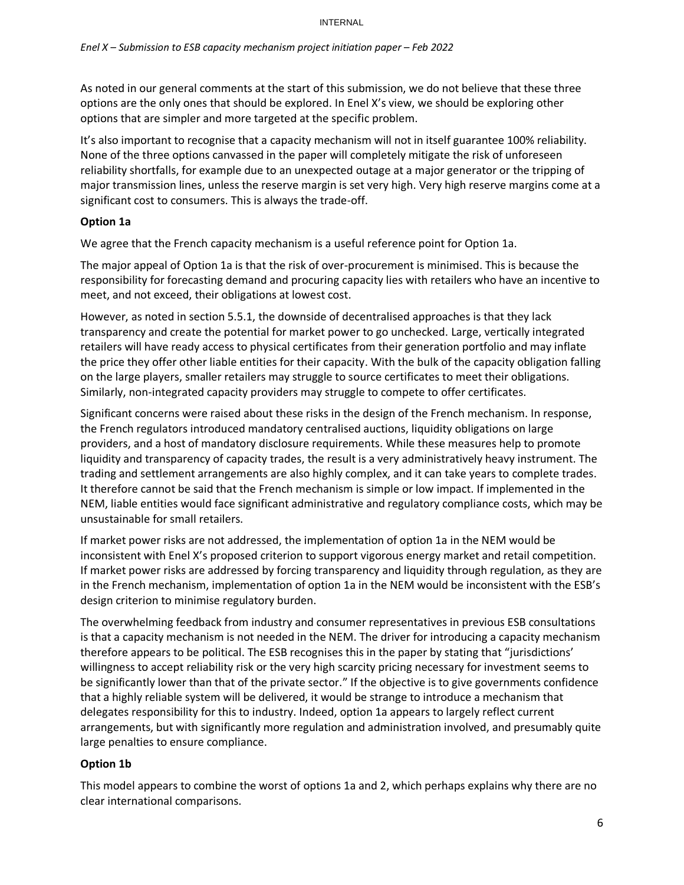As noted in our general comments at the start of this submission, we do not believe that these three options are the only ones that should be explored. In Enel X's view, we should be exploring other options that are simpler and more targeted at the specific problem.

It's also important to recognise that a capacity mechanism will not in itself guarantee 100% reliability. None of the three options canvassed in the paper will completely mitigate the risk of unforeseen reliability shortfalls, for example due to an unexpected outage at a major generator or the tripping of major transmission lines, unless the reserve margin is set very high. Very high reserve margins come at a significant cost to consumers. This is always the trade-off.

**Option 1a**

We agree that the French capacity mechanism is a useful reference point for Option 1a.

The major appeal of Option 1a is that the risk of over-procurement is minimised. This is because the responsibility for forecasting demand and procuring capacity lies with retailers who have an incentive to meet, and not exceed, their obligations at lowest cost.

However, as noted in section 5.5.1, the downside of decentralised approaches is that they lack transparency and create the potential for market power to go unchecked. Large, vertically integrated retailers will have ready access to physical certificates from their generation portfolio and may inflate the price they offer other liable entities for their capacity. With the bulk of the capacity obligation falling on the large players, smaller retailers may struggle to source certificates to meet their obligations. Similarly, non-integrated capacity providers may struggle to compete to offer certificates.

Significant concerns were raised about these risks in the design of the French mechanism. In response, the French regulators introduced mandatory centralised auctions, liquidity obligations on large providers, and a host of mandatory disclosure requirements. While these measures help to promote liquidity and transparency of capacity trades, the result is a very administratively heavy instrument. The trading and settlement arrangements are also highly complex, and it can take years to complete trades. It therefore cannot be said that the French mechanism is simple or low impact. If implemented in the NEM, liable entities would face significant administrative and regulatory compliance costs, which may be unsustainable for small retailers.

If market power risks are not addressed, the implementation of option 1a in the NEM would be inconsistent with Enel X's proposed criterion to support vigorous energy market and retail competition. If market power risks are addressed by forcing transparency and liquidity through regulation, as they are in the French mechanism, implementation of option 1a in the NEM would be inconsistent with the ESB's design criterion to minimise regulatory burden.

The overwhelming feedback from industry and consumer representatives in previous ESB consultations is that a capacity mechanism is not needed in the NEM. The driver for introducing a capacity mechanism therefore appears to be political. The ESB recognises this in the paper by stating that "jurisdictions' willingness to accept reliability risk or the very high scarcity pricing necessary for investment seems to be significantly lower than that of the private sector." If the objective is to give governments confidence that a highly reliable system will be delivered, it would be strange to introduce a mechanism that delegates responsibility for this to industry. Indeed, option 1a appears to largely reflect current arrangements, but with significantly more regulation and administration involved, and presumably quite large penalties to ensure compliance.

**Option 1b**

This model appears to combine the worst of options 1a and 2, which perhaps explains why there are no clear international comparisons.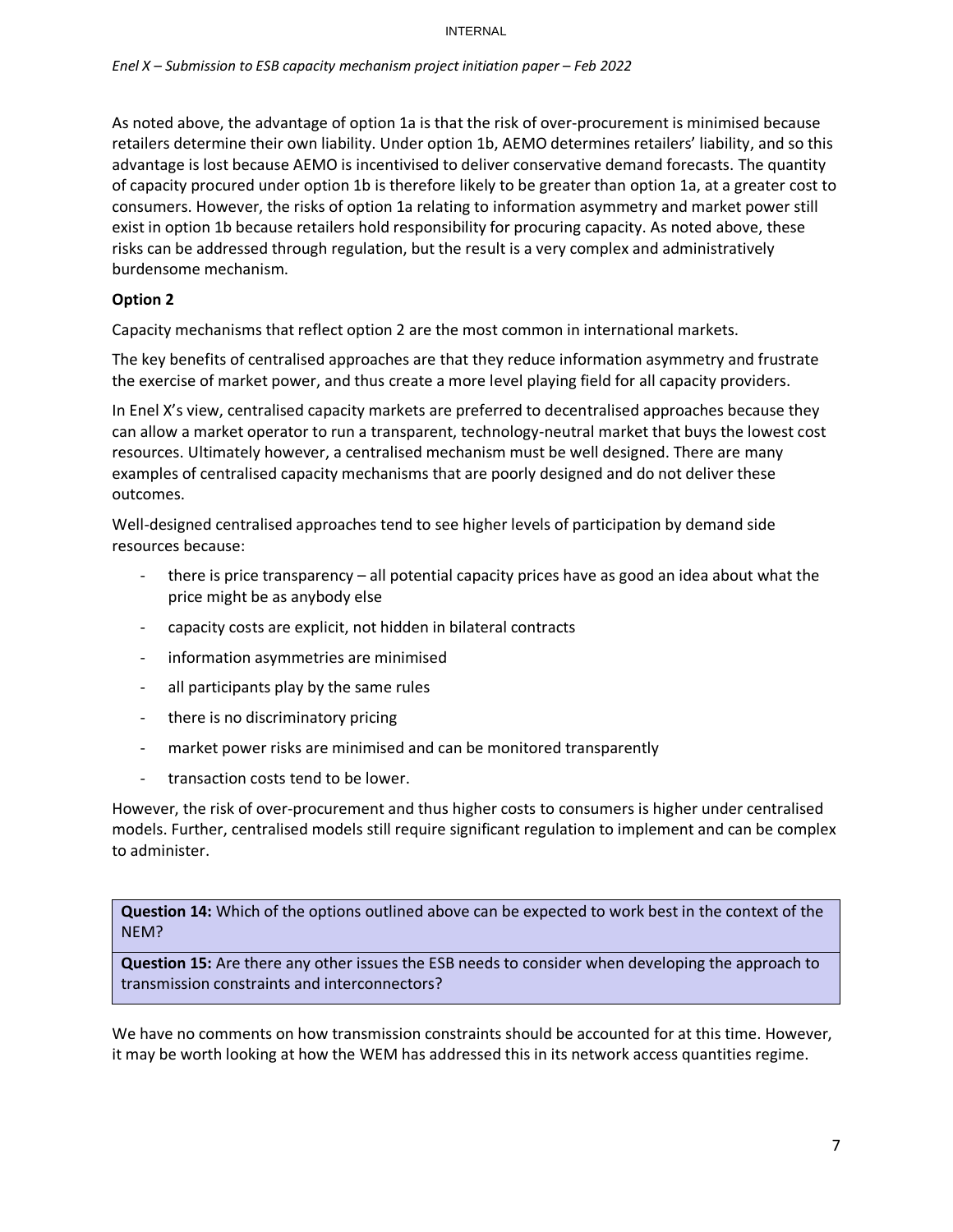As noted above, the advantage of option 1a is that the risk of over-procurement is minimised because retailers determine their own liability. Under option 1b, AEMO determines retailers' liability, and so this advantage is lost because AEMO is incentivised to deliver conservative demand forecasts. The quantity of capacity procured under option 1b is therefore likely to be greater than option 1a, at a greater cost to consumers. However, the risks of option 1a relating to information asymmetry and market power still exist in option 1b because retailers hold responsibility for procuring capacity. As noted above, these risks can be addressed through regulation, but the result is a very complex and administratively burdensome mechanism.

**Option 2**

Capacity mechanisms that reflect option 2 are the most common in international markets.

The key benefits of centralised approaches are that they reduce information asymmetry and frustrate the exercise of market power, and thus create a more level playing field for all capacity providers.

In Enel X's view, centralised capacity markets are preferred to decentralised approaches because they can allow a market operator to run a transparent, technology-neutral market that buys the lowest cost resources. Ultimately however, a centralised mechanism must be well designed. There are many examples of centralised capacity mechanisms that are poorly designed and do not deliver these outcomes.

Well-designed centralised approaches tend to see higher levels of participation by demand side resources because:

- there is price transparency – all potential capacity prices have as good an idea about what the price might be as anybody else
- capacity costs are explicit, not hidden in bilateral contracts
- information asymmetries are minimised
- all participants play by the same rules
- there is no discriminatory pricing
- market power risks are minimised and can be monitored transparently
- transaction costs tend to be lower.

However, the risk of over-procurement and thus higher costs to consumers is higher under centralised models. Further, centralised models still require significant regulation to implement and can be complex to administer.

**Question 14:** Which of the options outlined above can be expected to work best in the context of the NEM?

**Question 15:** Are there any other issues the ESB needs to consider when developing the approach to transmission constraints and interconnectors?

We have no comments on how transmission constraints should be accounted for at this time. However, it may be worth looking at how the WEM has addressed this in its network access quantities regime.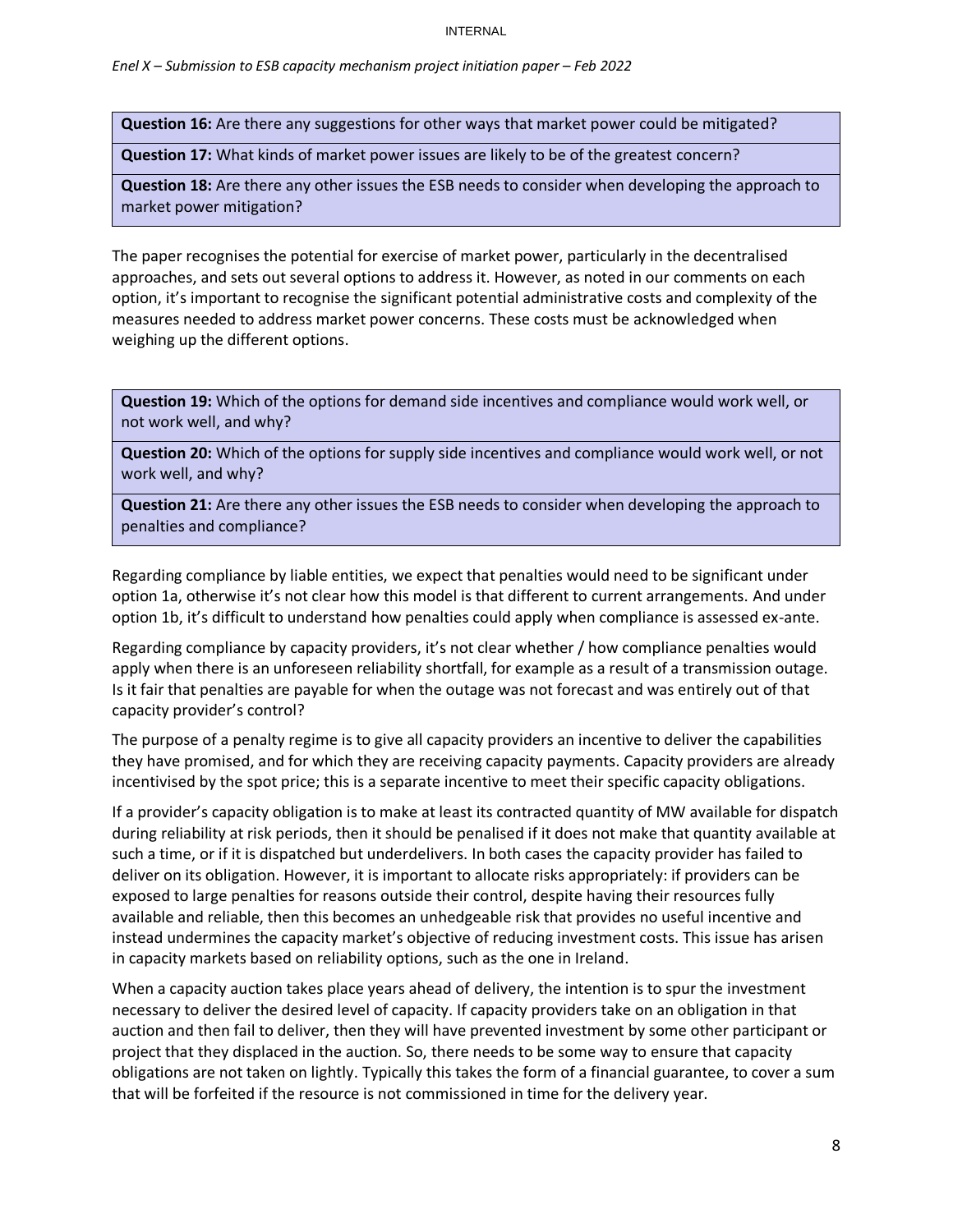**Question 16:** Are there any suggestions for other ways that market power could be mitigated?

**Question 17:** What kinds of market power issues are likely to be of the greatest concern?

**Question 18:** Are there any other issues the ESB needs to consider when developing the approach to market power mitigation?

The paper recognises the potential for exercise of market power, particularly in the decentralised approaches, and sets out several options to address it. However, as noted in our comments on each option, it's important to recognise the significant potential administrative costs and complexity of the measures needed to address market power concerns. These costs must be acknowledged when weighing up the different options.

**Question 19:** Which of the options for demand side incentives and compliance would work well, or not work well, and why?

**Question 20:** Which of the options for supply side incentives and compliance would work well, or not work well, and why?

**Question 21:** Are there any other issues the ESB needs to consider when developing the approach to penalties and compliance?

Regarding compliance by liable entities, we expect that penalties would need to be significant under option 1a, otherwise it's not clear how this model is that different to current arrangements. And under option 1b, it's difficult to understand how penalties could apply when compliance is assessed ex-ante.

Regarding compliance by capacity providers, it's not clear whether / how compliance penalties would apply when there is an unforeseen reliability shortfall, for example as a result of a transmission outage. Is it fair that penalties are payable for when the outage was not forecast and was entirely out of that capacity provider's control?

The purpose of a penalty regime is to give all capacity providers an incentive to deliver the capabilities they have promised, and for which they are receiving capacity payments. Capacity providers are already incentivised by the spot price; this is a separate incentive to meet their specific capacity obligations.

If a provider's capacity obligation is to make at least its contracted quantity of MW available for dispatch during reliability at risk periods, then it should be penalised if it does not make that quantity available at such a time, or if it is dispatched but underdelivers. In both cases the capacity provider has failed to deliver on its obligation. However, it is important to allocate risks appropriately: if providers can be exposed to large penalties for reasons outside their control, despite having their resources fully available and reliable, then this becomes an unhedgeable risk that provides no useful incentive and instead undermines the capacity market's objective of reducing investment costs. This issue has arisen in capacity markets based on reliability options, such as the one in Ireland.

When a capacity auction takes place years ahead of delivery, the intention is to spur the investment necessary to deliver the desired level of capacity. If capacity providers take on an obligation in that auction and then fail to deliver, then they will have prevented investment by some other participant or project that they displaced in the auction. So, there needs to be some way to ensure that capacity obligations are not taken on lightly. Typically this takes the form of a financial guarantee, to cover a sum that will be forfeited if the resource is not commissioned in time for the delivery year.